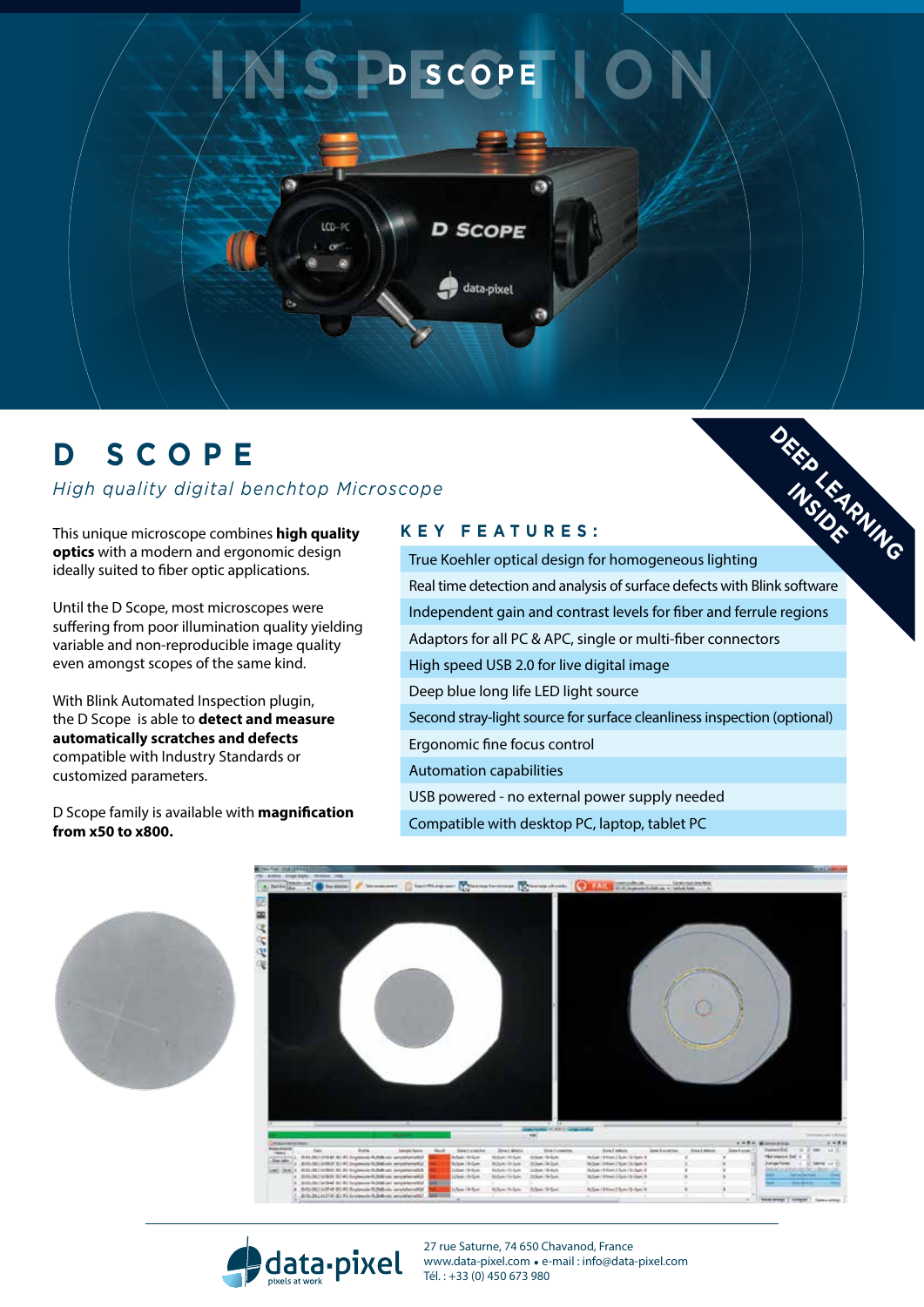# D SCOPE

*High quality digital benchtop Microscope*

DEEP LEARNING INSIDE

This unique microscope combines **high quality optics** with a modern and ergonomic design ideally suited to fiber optic applications.

Until the D Scope, most microscopes were suffering from poor illumination quality yielding variable and non-reproducible image quality even amongst scopes of the same kind.

With Blink Automated Inspection plugin, the D Scope is able to **detect and measure automatically scratches and defects** compatible with Industry Standards or customized parameters.

D Scope family is available with **magnification from x50 to x800.**

## KEY FEATURES:

- True Koehler optical design for homogeneous lighting
- Real time detection and analysis of surface defects with Blink software
- Independent gain and contrast levels for fiber and ferrule regions
- Adaptors for all PC & APC, single or multi-fiber connectors
- High speed USB 2.0 for live digital image
- Deep blue long life LED light source
- Second stray-light source for surface cleanliness inspection (optional)
- Ergonomic fine focus control
- Automation capabilities
- USB powered - no external power supply needed
- Compatible with desktop PC, laptop, tablet PC

data-pixel – pixels at work

27 rue Saturne, 74 650 Chavanod, France
www.data-pixel.com • e-mail : info@data-pixel.com
Tél. : +33 (0) 450 673 980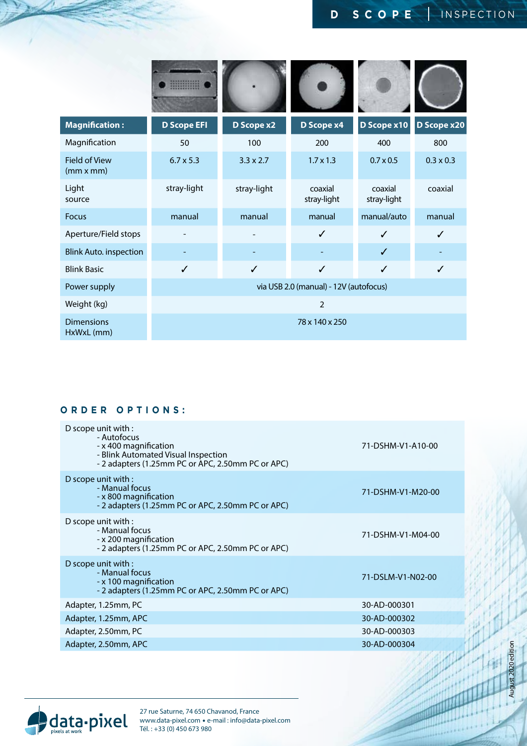| Magnification : | D Scope EFI | D Scope x2 | D Scope x4 | D Scope x10 | D Scope x20 |
|---|---|---|---|---|---|
| Magnification | 50 | 100 | 200 | 400 | 800 |
| Field of View (mm x mm) | 6.7 x 5.3 | 3.3 x 2.7 | 1.7 x 1.3 | 0.7 x 0.5 | 0.3 x 0.3 |
| Light source | stray-light | stray-light | coaxial stray-light | coaxial stray-light | coaxial |
| Focus | manual | manual | manual | manual/auto | manual |
| Aperture/Field stops | - | - | ✓ | ✓ | ✓ |
| Blink Auto. inspection | - | - | - | ✓ | - |
| Blink Basic | ✓ | ✓ | ✓ | ✓ | ✓ |
| Power supply | via USB 2.0 (manual) - 12V (autofocus) | | | | |
| Weight (kg) | 2 | | | | |
| Dimensions HxWxL (mm) | 78 x 140 x 250 | | | | |

## ORDER OPTIONS:

| | |
|---|---|
| D scope unit with :<br>- Autofocus<br>- x 400 magnification<br>- Blink Automated Visual Inspection<br>- 2 adapters (1.25mm PC or APC, 2.50mm PC or APC) | 71-DSHM-V1-A10-00 |
| D scope unit with :<br>- Manual focus<br>- x 800 magnification<br>- 2 adapters (1.25mm PC or APC, 2.50mm PC or APC) | 71-DSHM-V1-M20-00 |
| D scope unit with :<br>- Manual focus<br>- x 200 magnification<br>- 2 adapters (1.25mm PC or APC, 2.50mm PC or APC) | 71-DSHM-V1-M04-00 |
| D scope unit with :<br>- Manual focus<br>- x 100 magnification<br>- 2 adapters (1.25mm PC or APC, 2.50mm PC or APC) | 71-DSLM-V1-N02-00 |
| Adapter, 1.25mm, PC | 30-AD-000301 |
| Adapter, 1.25mm, APC | 30-AD-000302 |
| Adapter, 2.50mm, PC | 30-AD-000303 |
| Adapter, 2.50mm, APC | 30-AD-000304 |

August 2020 edition

data-pixel
pixels at work

27 rue Saturne, 74 650 Chavanod, France
www.data-pixel.com • e-mail : info@data-pixel.com
Tél. : +33 (0) 450 673 980